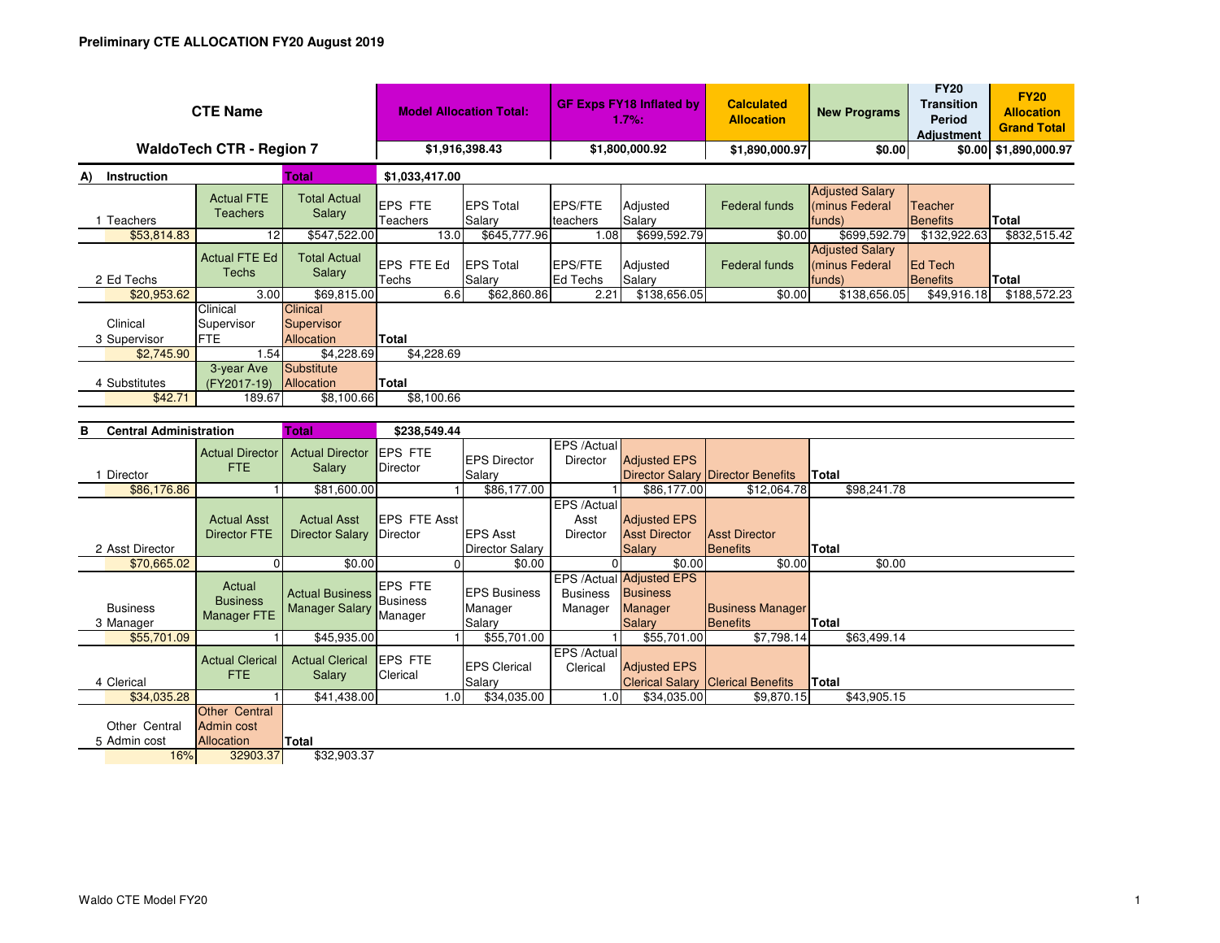**Preliminary CTE ALLOCATION FY20 August 2019**

| CTE Name | Model Allocation Total: | GF Exps FY18 Inflated by 1.7%: | Calculated Allocation | New Programs | FY20 Transition Period Adjustment | FY20 Allocation Grand Total |
|---|---|---|---|---|---|---|
| WaldoTech CTR - Region 7 | $1,916,398.43 | $1,800,000.92 | $1,890,000.97 | $0.00 | $0.00 | $1,890,000.97 |

**A) Instruction** — Total: $1,033,417.00

| | Actual FTE Teachers | Total Actual Salary | EPS FTE Teachers | EPS Total Salary | EPS/FTE teachers | Adjusted Salary | Federal funds | Adjusted Salary (minus Federal funds) | Teacher Benefits | Total |
|---|---|---|---|---|---|---|---|---|---|---|
| 1 Teachers | | | | | | | | | | |
| $53,814.83 | 12 | $547,522.00 | 13.0 | $645,777.96 | 1.08 | $699,592.79 | $0.00 | $699,592.79 | $132,922.63 | $832,515.42 |

| | Actual FTE Ed Techs | Total Actual Salary | EPS FTE Ed Techs | EPS Total Salary | EPS/FTE Ed Techs | Adjusted Salary | Federal funds | Adjusted Salary (minus Federal funds) | Ed Tech Benefits | Total |
|---|---|---|---|---|---|---|---|---|---|---|
| 2 Ed Techs | | | | | | | | | | |
| $20,953.62 | 3.00 | $69,815.00 | 6.6 | $62,860.86 | 2.21 | $138,656.05 | $0.00 | $138,656.05 | $49,916.18 | $188,572.23 |

| | Clinical Supervisor FTE | Clinical Supervisor Allocation | Total |
|---|---|---|---|
| 3 Clinical Supervisor | | | |
| $2,745.90 | 1.54 | $4,228.69 | $4,228.69 |

| | 3-year Ave (FY2017-19) | Substitute Allocation | Total |
|---|---|---|---|
| 4 Substitutes | | | |
| $42.71 | 189.67 | $8,100.66 | $8,100.66 |

**B Central Administration** — Total: $238,549.44

| | Actual Director FTE | Actual Director Salary | EPS FTE Director | EPS Director Salary | EPS /Actual Director | Adjusted EPS Director Salary | Director Benefits | Total |
|---|---|---|---|---|---|---|---|---|
| 1 Director | | | | | | | | |
| $86,176.86 | 1 | $81,600.00 | 1 | $86,177.00 | 1 | $86,177.00 | $12,064.78 | $98,241.78 |

| | Actual Asst Director FTE | Actual Asst Director Salary | EPS FTE Asst Director | EPS Asst Director Salary | EPS /Actual Asst Director | Adjusted EPS Asst Director Salary | Asst Director Benefits | Total |
|---|---|---|---|---|---|---|---|---|
| 2 Asst Director | | | | | | | | |
| $70,665.02 | 0 | $0.00 | 0 | $0.00 | 0 | $0.00 | $0.00 | $0.00 |

| | Actual Business Manager FTE | Actual Business Manager Salary | EPS FTE Business Manager | EPS Business Manager Salary | EPS /Actual Business Manager | Adjusted EPS Business Manager Salary | Business Manager Benefits | Total |
|---|---|---|---|---|---|---|---|---|
| 3 Business Manager | | | | | | | | |
| $55,701.09 | 1 | $45,935.00 | 1 | $55,701.00 | 1 | $55,701.00 | $7,798.14 | $63,499.14 |

| | Actual Clerical FTE | Actual Clerical Salary | EPS FTE Clerical | EPS Clerical Salary | EPS /Actual Clerical | Adjusted EPS Clerical Salary | Clerical Benefits | Total |
|---|---|---|---|---|---|---|---|---|
| 4 Clerical | | | | | | | | |
| $34,035.28 | 1 | $41,438.00 | 1.0 | $34,035.00 | 1.0 | $34,035.00 | $9,870.15 | $43,905.15 |

| | Other Central Admin cost Allocation | Total |
|---|---|---|
| 5 Other Central Admin cost | | |
| 16% | 32903.37 | $32,903.37 |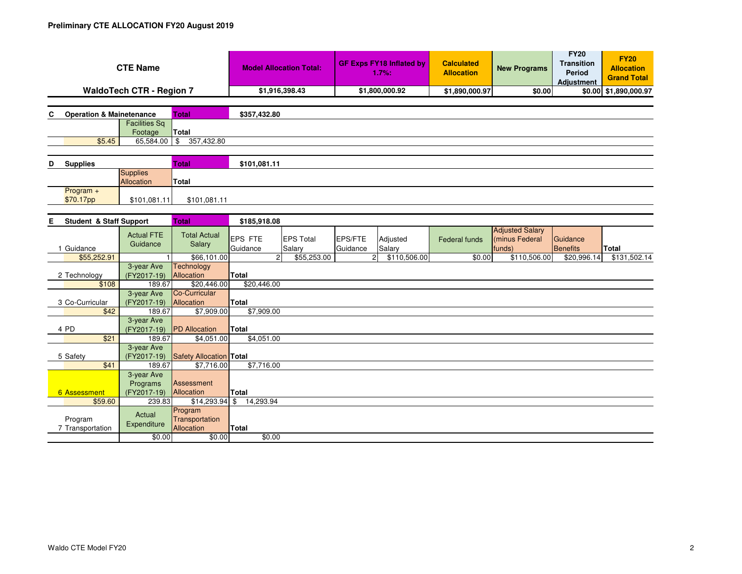**Preliminary CTE ALLOCATION FY20 August 2019**

| CTE Name | Model Allocation Total: | GF Exps FY18 Inflated by 1.7%: | Calculated Allocation | New Programs | FY20 Transition Period Adjustment | FY20 Allocation Grand Total |
|---|---|---|---|---|---|---|
| WaldoTech CTR - Region 7 | $1,916,398.43 | $1,800,000.92 | $1,890,000.97 | $0.00 | $0.00 | $1,890,000.97 |

| | | | | |
|---|---|---|---|---|
| C | Operation & Mainetenance | | Total | $357,432.80 |
| | | Facilities Sq Footage | Total | |
| | $5.45 | 65,584.00 | $ 357,432.80 | |

| | | | | |
|---|---|---|---|---|
| D | Supplies | | Total | $101,081.11 |
| | | Supplies Allocation | Total | |
| | Program + $70.17pp | $101,081.11 | $101,081.11 | |

| | | | | | | | | | | | |
|---|---|---|---|---|---|---|---|---|---|---|---|
| E | Student & Staff Support | | Total | $185,918.08 | | | | | | | |
| | 1 Guidance | Actual FTE Guidance | Total Actual Salary | EPS FTE Guidance | EPS Total Salary | EPS/FTE Guidance | Adjusted Salary | Federal funds | Adjusted Salary (minus Federal funds) | Guidance Benefits | Total |
| | $55,252.91 | 1 | $66,101.00 | 2 | $55,253.00 | 2 | $110,506.00 | $0.00 | $110,506.00 | $20,996.14 | $131,502.14 |
| | 2 Technology | 3-year Ave (FY2017-19) | Technology Allocation | Total | | | | | | | |
| | $108 | 189.67 | $20,446.00 | $20,446.00 | | | | | | | |
| | 3 Co-Curricular | 3-year Ave (FY2017-19) | Co-Curricular Allocation | Total | | | | | | | |
| | $42 | 189.67 | $7,909.00 | $7,909.00 | | | | | | | |
| | 4 PD | 3-year Ave (FY2017-19) | PD Allocation | Total | | | | | | | |
| | $21 | 189.67 | $4,051.00 | $4,051.00 | | | | | | | |
| | 5 Safety | 3-year Ave (FY2017-19) | Safety Allocation | Total | | | | | | | |
| | $41 | 189.67 | $7,716.00 | $7,716.00 | | | | | | | |
| | 6 Assessment | 3-year Ave Programs (FY2017-19) | Assessment Allocation | Total | | | | | | | |
| | $59.60 | 239.83 | $14,293.94 | $ 14,293.94 | | | | | | | |
| | 7 Program Transportation | Actual Expenditure | Program Transportation Allocation | Total | | | | | | | |
| | | $0.00 | $0.00 | $0.00 | | | | | | | |

Waldo CTE Model FY20